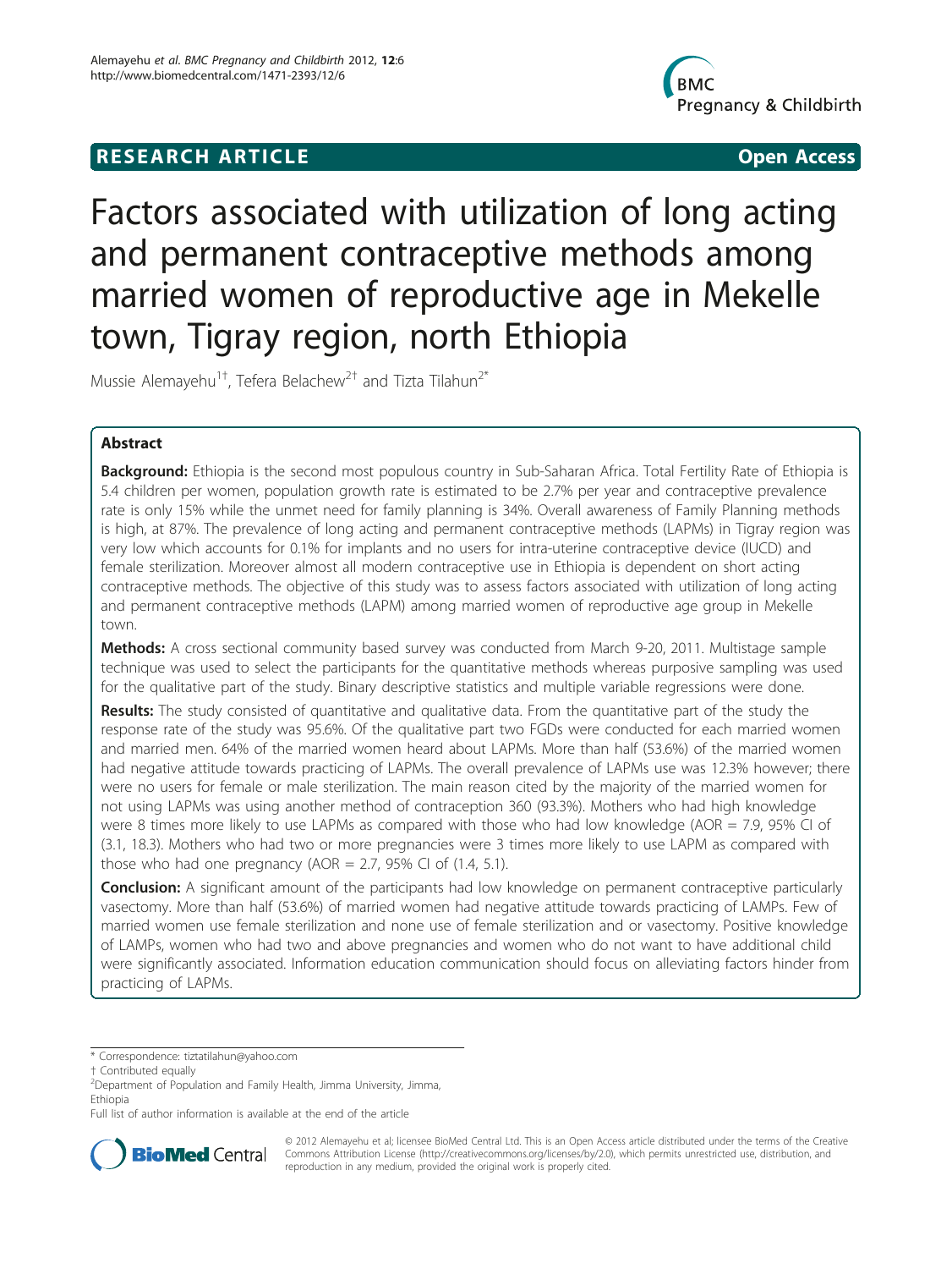**RESEARCH ARTICLE** **Open Access**

# Factors associated with utilization of long acting and permanent contraceptive methods among married women of reproductive age in Mekelle town, Tigray region, north Ethiopia

Mussie Alemayehu[1†], Tefera Belachew[2†] and Tizta Tilahun[2*]

## Abstract

**Background:** Ethiopia is the second most populous country in Sub-Saharan Africa. Total Fertility Rate of Ethiopia is 5.4 children per women, population growth rate is estimated to be 2.7% per year and contraceptive prevalence rate is only 15% while the unmet need for family planning is 34%. Overall awareness of Family Planning methods is high, at 87%. The prevalence of long acting and permanent contraceptive methods (LAPMs) in Tigray region was very low which accounts for 0.1% for implants and no users for intra-uterine contraceptive device (IUCD) and female sterilization. Moreover almost all modern contraceptive use in Ethiopia is dependent on short acting contraceptive methods. The objective of this study was to assess factors associated with utilization of long acting and permanent contraceptive methods (LAPM) among married women of reproductive age group in Mekelle town.

**Methods:** A cross sectional community based survey was conducted from March 9-20, 2011. Multistage sample technique was used to select the participants for the quantitative methods whereas purposive sampling was used for the qualitative part of the study. Binary descriptive statistics and multiple variable regressions were done.

**Results:** The study consisted of quantitative and qualitative data. From the quantitative part of the study the response rate of the study was 95.6%. Of the qualitative part two FGDs were conducted for each married women and married men. 64% of the married women heard about LAPMs. More than half (53.6%) of the married women had negative attitude towards practicing of LAPMs. The overall prevalence of LAPMs use was 12.3% however; there were no users for female or male sterilization. The main reason cited by the majority of the married women for not using LAPMs was using another method of contraception 360 (93.3%). Mothers who had high knowledge were 8 times more likely to use LAPMs as compared with those who had low knowledge (AOR = 7.9, 95% CI of (3.1, 18.3). Mothers who had two or more pregnancies were 3 times more likely to use LAPM as compared with those who had one pregnancy (AOR = 2.7, 95% CI of (1.4, 5.1).

**Conclusion:** A significant amount of the participants had low knowledge on permanent contraceptive particularly vasectomy. More than half (53.6%) of married women had negative attitude towards practicing of LAMPs. Few of married women use female sterilization and none use of female sterilization and or vasectomy. Positive knowledge of LAMPs, women who had two and above pregnancies and women who do not want to have additional child were significantly associated. Information education communication should focus on alleviating factors hinder from practicing of LAPMs.

\* Correspondence: tiztatilahun@yahoo.com

† Contributed equally

[2]Department of Population and Family Health, Jimma University, Jimma, Ethiopia

Full list of author information is available at the end of the article

© 2012 Alemayehu et al; licensee BioMed Central Ltd. This is an Open Access article distributed under the terms of the Creative Commons Attribution License (http://creativecommons.org/licenses/by/2.0), which permits unrestricted use, distribution, and reproduction in any medium, provided the original work is properly cited.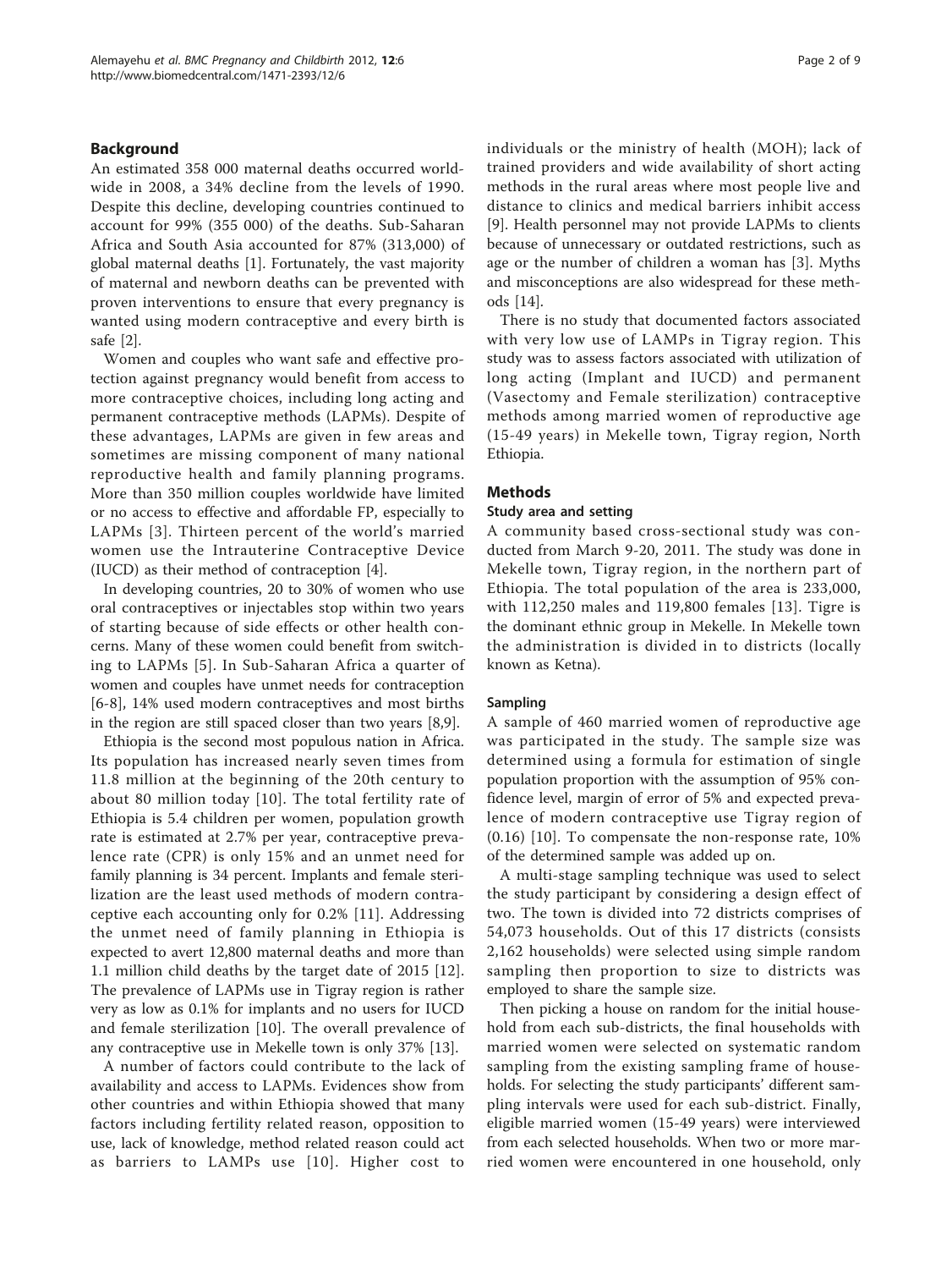## Background

An estimated 358 000 maternal deaths occurred worldwide in 2008, a 34% decline from the levels of 1990. Despite this decline, developing countries continued to account for 99% (355 000) of the deaths. Sub-Saharan Africa and South Asia accounted for 87% (313,000) of global maternal deaths [1]. Fortunately, the vast majority of maternal and newborn deaths can be prevented with proven interventions to ensure that every pregnancy is wanted using modern contraceptive and every birth is safe [2].

Women and couples who want safe and effective protection against pregnancy would benefit from access to more contraceptive choices, including long acting and permanent contraceptive methods (LAPMs). Despite of these advantages, LAPMs are given in few areas and sometimes are missing component of many national reproductive health and family planning programs. More than 350 million couples worldwide have limited or no access to effective and affordable FP, especially to LAPMs [3]. Thirteen percent of the world's married women use the Intrauterine Contraceptive Device (IUCD) as their method of contraception [4].

In developing countries, 20 to 30% of women who use oral contraceptives or injectables stop within two years of starting because of side effects or other health concerns. Many of these women could benefit from switching to LAPMs [5]. In Sub-Saharan Africa a quarter of women and couples have unmet needs for contraception [6-8], 14% used modern contraceptives and most births in the region are still spaced closer than two years [8,9].

Ethiopia is the second most populous nation in Africa. Its population has increased nearly seven times from 11.8 million at the beginning of the 20th century to about 80 million today [10]. The total fertility rate of Ethiopia is 5.4 children per women, population growth rate is estimated at 2.7% per year, contraceptive prevalence rate (CPR) is only 15% and an unmet need for family planning is 34 percent. Implants and female sterilization are the least used methods of modern contraceptive each accounting only for 0.2% [11]. Addressing the unmet need of family planning in Ethiopia is expected to avert 12,800 maternal deaths and more than 1.1 million child deaths by the target date of 2015 [12]. The prevalence of LAPMs use in Tigray region is rather very as low as 0.1% for implants and no users for IUCD and female sterilization [10]. The overall prevalence of any contraceptive use in Mekelle town is only 37% [13].

A number of factors could contribute to the lack of availability and access to LAPMs. Evidences show from other countries and within Ethiopia showed that many factors including fertility related reason, opposition to use, lack of knowledge, method related reason could act as barriers to LAMPs use [10]. Higher cost to individuals or the ministry of health (MOH); lack of trained providers and wide availability of short acting methods in the rural areas where most people live and distance to clinics and medical barriers inhibit access [9]. Health personnel may not provide LAPMs to clients because of unnecessary or outdated restrictions, such as age or the number of children a woman has [3]. Myths and misconceptions are also widespread for these methods [14].

There is no study that documented factors associated with very low use of LAMPs in Tigray region. This study was to assess factors associated with utilization of long acting (Implant and IUCD) and permanent (Vasectomy and Female sterilization) contraceptive methods among married women of reproductive age (15-49 years) in Mekelle town, Tigray region, North Ethiopia.

## Methods

### Study area and setting

A community based cross-sectional study was conducted from March 9-20, 2011. The study was done in Mekelle town, Tigray region, in the northern part of Ethiopia. The total population of the area is 233,000, with 112,250 males and 119,800 females [13]. Tigre is the dominant ethnic group in Mekelle. In Mekelle town the administration is divided in to districts (locally known as Ketna).

### Sampling

A sample of 460 married women of reproductive age was participated in the study. The sample size was determined using a formula for estimation of single population proportion with the assumption of 95% confidence level, margin of error of 5% and expected prevalence of modern contraceptive use Tigray region of (0.16) [10]. To compensate the non-response rate, 10% of the determined sample was added up on.

A multi-stage sampling technique was used to select the study participant by considering a design effect of two. The town is divided into 72 districts comprises of 54,073 households. Out of this 17 districts (consists 2,162 households) were selected using simple random sampling then proportion to size to districts was employed to share the sample size.

Then picking a house on random for the initial household from each sub-districts, the final households with married women were selected on systematic random sampling from the existing sampling frame of households. For selecting the study participants' different sampling intervals were used for each sub-district. Finally, eligible married women (15-49 years) were interviewed from each selected households. When two or more married women were encountered in one household, only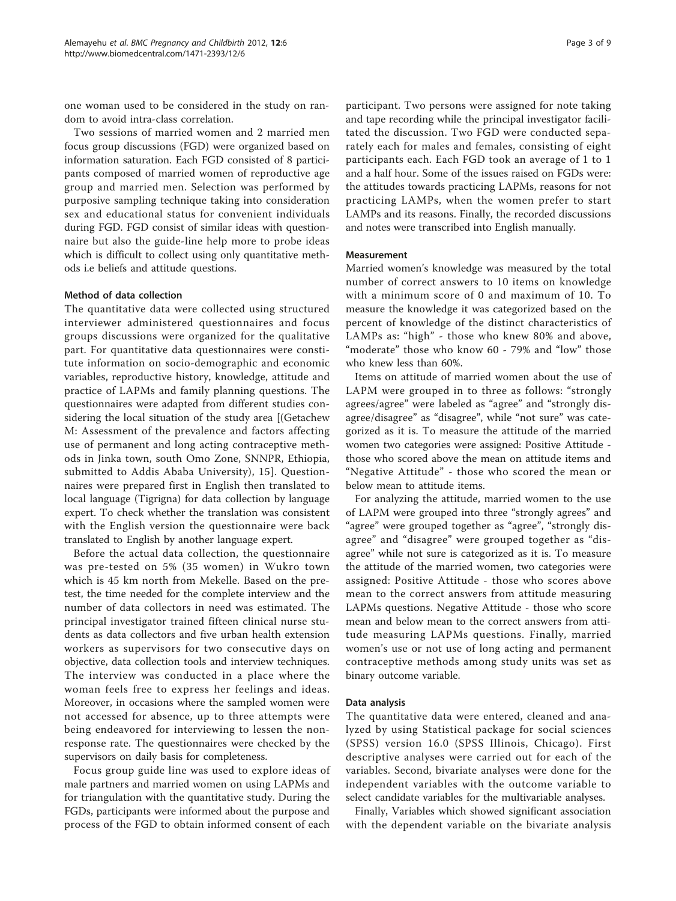one woman used to be considered in the study on random to avoid intra-class correlation.

Two sessions of married women and 2 married men focus group discussions (FGD) were organized based on information saturation. Each FGD consisted of 8 participants composed of married women of reproductive age group and married men. Selection was performed by purposive sampling technique taking into consideration sex and educational status for convenient individuals during FGD. FGD consist of similar ideas with questionnaire but also the guide-line help more to probe ideas which is difficult to collect using only quantitative methods i.e beliefs and attitude questions.

#### Method of data collection

The quantitative data were collected using structured interviewer administered questionnaires and focus groups discussions were organized for the qualitative part. For quantitative data questionnaires were constitute information on socio-demographic and economic variables, reproductive history, knowledge, attitude and practice of LAPMs and family planning questions. The questionnaires were adapted from different studies considering the local situation of the study area [(Getachew M: Assessment of the prevalence and factors affecting use of permanent and long acting contraceptive methods in Jinka town, south Omo Zone, SNNPR, Ethiopia, submitted to Addis Ababa University), 15]. Questionnaires were prepared first in English then translated to local language (Tigrigna) for data collection by language expert. To check whether the translation was consistent with the English version the questionnaire were back translated to English by another language expert.

Before the actual data collection, the questionnaire was pre-tested on 5% (35 women) in Wukro town which is 45 km north from Mekelle. Based on the pretest, the time needed for the complete interview and the number of data collectors in need was estimated. The principal investigator trained fifteen clinical nurse students as data collectors and five urban health extension workers as supervisors for two consecutive days on objective, data collection tools and interview techniques. The interview was conducted in a place where the woman feels free to express her feelings and ideas. Moreover, in occasions where the sampled women were not accessed for absence, up to three attempts were being endeavored for interviewing to lessen the nonresponse rate. The questionnaires were checked by the supervisors on daily basis for completeness.

Focus group guide line was used to explore ideas of male partners and married women on using LAPMs and for triangulation with the quantitative study. During the FGDs, participants were informed about the purpose and process of the FGD to obtain informed consent of each participant. Two persons were assigned for note taking and tape recording while the principal investigator facilitated the discussion. Two FGD were conducted separately each for males and females, consisting of eight participants each. Each FGD took an average of 1 to 1 and a half hour. Some of the issues raised on FGDs were: the attitudes towards practicing LAPMs, reasons for not practicing LAMPs, when the women prefer to start LAMPs and its reasons. Finally, the recorded discussions and notes were transcribed into English manually.

#### Measurement

Married women's knowledge was measured by the total number of correct answers to 10 items on knowledge with a minimum score of 0 and maximum of 10. To measure the knowledge it was categorized based on the percent of knowledge of the distinct characteristics of LAMPs as: "high" - those who knew 80% and above, "moderate" those who know 60 - 79% and "low" those who knew less than 60%.

Items on attitude of married women about the use of LAPM were grouped in to three as follows: "strongly agrees/agree" were labeled as "agree" and "strongly disagree/disagree" as "disagree", while "not sure" was categorized as it is. To measure the attitude of the married women two categories were assigned: Positive Attitude - those who scored above the mean on attitude items and "Negative Attitude" - those who scored the mean or below mean to attitude items.

For analyzing the attitude, married women to the use of LAPM were grouped into three "strongly agrees" and "agree" were grouped together as "agree", "strongly disagree" and "disagree" were grouped together as "disagree" while not sure is categorized as it is. To measure the attitude of the married women, two categories were assigned: Positive Attitude - those who scores above mean to the correct answers from attitude measuring LAPMs questions. Negative Attitude - those who score mean and below mean to the correct answers from attitude measuring LAPMs questions. Finally, married women's use or not use of long acting and permanent contraceptive methods among study units was set as binary outcome variable.

#### Data analysis

The quantitative data were entered, cleaned and analyzed by using Statistical package for social sciences (SPSS) version 16.0 (SPSS Illinois, Chicago). First descriptive analyses were carried out for each of the variables. Second, bivariate analyses were done for the independent variables with the outcome variable to select candidate variables for the multivariable analyses.

Finally, Variables which showed significant association with the dependent variable on the bivariate analysis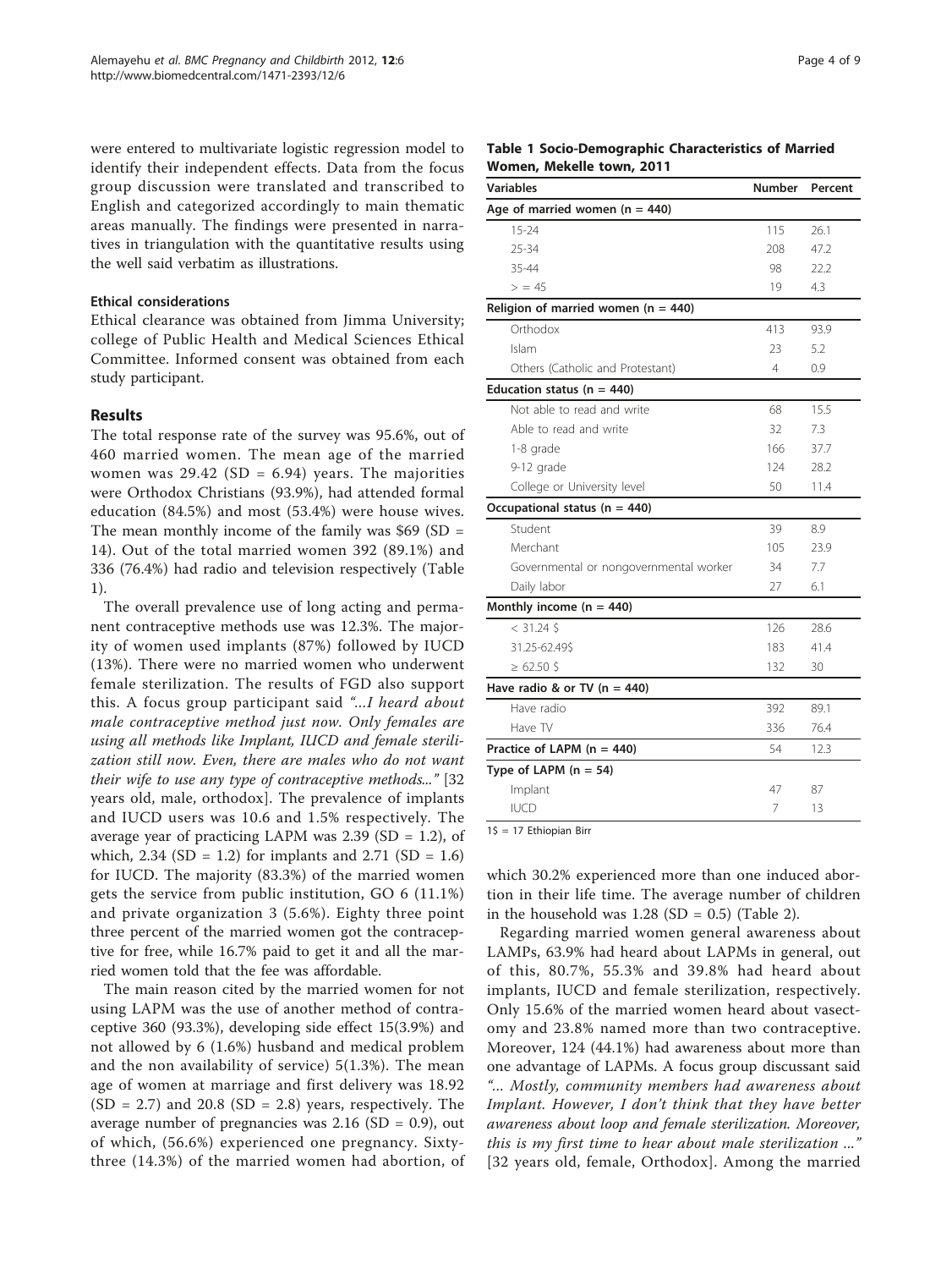were entered to multivariate logistic regression model to identify their independent effects. Data from the focus group discussion were translated and transcribed to English and categorized accordingly to main thematic areas manually. The findings were presented in narratives in triangulation with the quantitative results using the well said verbatim as illustrations.

### Ethical considerations

Ethical clearance was obtained from Jimma University; college of Public Health and Medical Sciences Ethical Committee. Informed consent was obtained from each study participant.

## Results

The total response rate of the survey was 95.6%, out of 460 married women. The mean age of the married women was 29.42 (SD = 6.94) years. The majorities were Orthodox Christians (93.9%), had attended formal education (84.5%) and most (53.4%) were house wives. The mean monthly income of the family was $69 (SD = 14). Out of the total married women 392 (89.1%) and 336 (76.4%) had radio and television respectively (Table 1).

The overall prevalence use of long acting and permanent contraceptive methods use was 12.3%. The majority of women used implants (87%) followed by IUCD (13%). There were no married women who underwent female sterilization. The results of FGD also support this. A focus group participant said *"...I heard about male contraceptive method just now. Only females are using all methods like Implant, IUCD and female sterilization still now. Even, there are males who do not want their wife to use any type of contraceptive methods..."* [32 years old, male, orthodox]. The prevalence of implants and IUCD users was 10.6 and 1.5% respectively. The average year of practicing LAPM was 2.39 (SD = 1.2), of which, 2.34 (SD = 1.2) for implants and 2.71 (SD = 1.6) for IUCD. The majority (83.3%) of the married women gets the service from public institution, GO 6 (11.1%) and private organization 3 (5.6%). Eighty three point three percent of the married women got the contraceptive for free, while 16.7% paid to get it and all the married women told that the fee was affordable.

The main reason cited by the married women for not using LAPM was the use of another method of contraceptive 360 (93.3%), developing side effect 15(3.9%) and not allowed by 6 (1.6%) husband and medical problem and the non availability of service) 5(1.3%). The mean age of women at marriage and first delivery was 18.92 (SD = 2.7) and 20.8 (SD = 2.8) years, respectively. The average number of pregnancies was 2.16 (SD = 0.9), out of which, (56.6%) experienced one pregnancy. Sixty-three (14.3%) of the married women had abortion, of which 30.2% experienced more than one induced abortion in their life time. The average number of children in the household was 1.28 (SD = 0.5) (Table 2).

Regarding married women general awareness about LAMPs, 63.9% had heard about LAPMs in general, out of this, 80.7%, 55.3% and 39.8% had heard about implants, IUCD and female sterilization, respectively. Only 15.6% of the married women heard about vasectomy and 23.8% named more than two contraceptive. Moreover, 124 (44.1%) had awareness about more than one advantage of LAPMs. A focus group discussant said *"... Mostly, community members had awareness about Implant. However, I don't think that they have better awareness about loop and female sterilization. Moreover, this is my first time to hear about male sterilization ..."* [32 years old, female, Orthodox]. Among the married

**Table 1 Socio-Demographic Characteristics of Married Women, Mekelle town, 2011**

| Variables | Number | Percent |
|---|---|---|
| **Age of married women (n = 440)** | | |
| 15-24 | 115 | 26.1 |
| 25-34 | 208 | 47.2 |
| 35-44 | 98 | 22.2 |
| > = 45 | 19 | 4.3 |
| **Religion of married women (n = 440)** | | |
| Orthodox | 413 | 93.9 |
| Islam | 23 | 5.2 |
| Others (Catholic and Protestant) | 4 | 0.9 |
| **Education status (n = 440)** | | |
| Not able to read and write | 68 | 15.5 |
| Able to read and write | 32 | 7.3 |
| 1-8 grade | 166 | 37.7 |
| 9-12 grade | 124 | 28.2 |
| College or University level | 50 | 11.4 |
| **Occupational status (n = 440)** | | |
| Student | 39 | 8.9 |
| Merchant | 105 | 23.9 |
| Governmental or nongovernmental worker | 34 | 7.7 |
| Daily labor | 27 | 6.1 |
| **Monthly income (n = 440)** | | |
| < 31.24 $ | 126 | 28.6 |
| 31.25-62.49$ | 183 | 41.4 |
| ≥ 62.50 $ | 132 | 30 |
| **Have radio & or TV (n = 440)** | | |
| Have radio | 392 | 89.1 |
| Have TV | 336 | 76.4 |
| **Practice of LAPM (n = 440)** | 54 | 12.3 |
| **Type of LAPM (n = 54)** | | |
| Implant | 47 | 87 |
| IUCD | 7 | 13 |

1$ = 17 Ethiopian Birr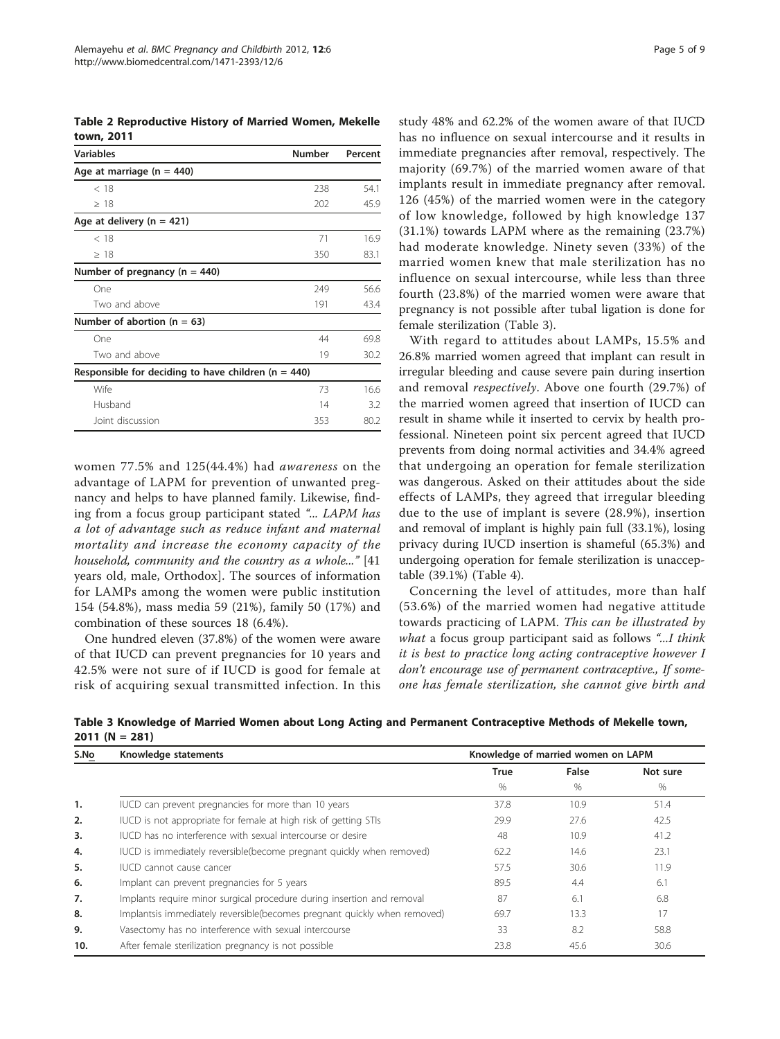**Table 2 Reproductive History of Married Women, Mekelle town, 2011**

| Variables | Number | Percent |
|---|---|---|
| **Age at marriage (n = 440)** | | |
| < 18 | 238 | 54.1 |
| ≥ 18 | 202 | 45.9 |
| **Age at delivery (n = 421)** | | |
| < 18 | 71 | 16.9 |
| ≥ 18 | 350 | 83.1 |
| **Number of pregnancy (n = 440)** | | |
| One | 249 | 56.6 |
| Two and above | 191 | 43.4 |
| **Number of abortion (n = 63)** | | |
| One | 44 | 69.8 |
| Two and above | 19 | 30.2 |
| **Responsible for deciding to have children (n = 440)** | | |
| Wife | 73 | 16.6 |
| Husband | 14 | 3.2 |
| Joint discussion | 353 | 80.2 |

women 77.5% and 125(44.4%) had *awareness* on the advantage of LAPM for prevention of unwanted pregnancy and helps to have planned family. Likewise, finding from a focus group participant stated *"... LAPM has a lot of advantage such as reduce infant and maternal mortality and increase the economy capacity of the household, community and the country as a whole..."* [41 years old, male, Orthodox]. The sources of information for LAMPs among the women were public institution 154 (54.8%), mass media 59 (21%), family 50 (17%) and combination of these sources 18 (6.4%).

One hundred eleven (37.8%) of the women were aware of that IUCD can prevent pregnancies for 10 years and 42.5% were not sure of if IUCD is good for female at risk of acquiring sexual transmitted infection. In this study 48% and 62.2% of the women aware of that IUCD has no influence on sexual intercourse and it results in immediate pregnancies after removal, respectively. The majority (69.7%) of the married women aware of that implants result in immediate pregnancy after removal. 126 (45%) of the married women were in the category of low knowledge, followed by high knowledge 137 (31.1%) towards LAPM where as the remaining (23.7%) had moderate knowledge. Ninety seven (33%) of the married women knew that male sterilization has no influence on sexual intercourse, while less than three fourth (23.8%) of the married women were aware that pregnancy is not possible after tubal ligation is done for female sterilization (Table 3).

With regard to attitudes about LAMPs, 15.5% and 26.8% married women agreed that implant can result in irregular bleeding and cause severe pain during insertion and removal *respectively*. Above one fourth (29.7%) of the married women agreed that insertion of IUCD can result in shame while it inserted to cervix by health professional. Nineteen point six percent agreed that IUCD prevents from doing normal activities and 34.4% agreed that undergoing an operation for female sterilization was dangerous. Asked on their attitudes about the side effects of LAMPs, they agreed that irregular bleeding due to the use of implant is severe (28.9%), insertion and removal of implant is highly pain full (33.1%), losing privacy during IUCD insertion is shameful (65.3%) and undergoing operation for female sterilization is unacceptable (39.1%) (Table 4).

Concerning the level of attitudes, more than half (53.6%) of the married women had negative attitude towards practicing of LAPM. *This can be illustrated by what* a focus group participant said as follows *"...I think it is best to practice long acting contraceptive however I don't encourage use of permanent contraceptive., If someone has female sterilization, she cannot give birth and*

**Table 3 Knowledge of Married Women about Long Acting and Permanent Contraceptive Methods of Mekelle town, 2011 (N = 281)**

| S.No | Knowledge statements | Knowledge of married women on LAPM | | |
|---|---|---|---|---|
| | | True | False | Not sure |
| | | % | % | % |
| 1. | IUCD can prevent pregnancies for more than 10 years | 37.8 | 10.9 | 51.4 |
| 2. | IUCD is not appropriate for female at high risk of getting STIs | 29.9 | 27.6 | 42.5 |
| 3. | IUCD has no interference with sexual intercourse or desire | 48 | 10.9 | 41.2 |
| 4. | IUCD is immediately reversible(become pregnant quickly when removed) | 62.2 | 14.6 | 23.1 |
| 5. | IUCD cannot cause cancer | 57.5 | 30.6 | 11.9 |
| 6. | Implant can prevent pregnancies for 5 years | 89.5 | 4.4 | 6.1 |
| 7. | Implants require minor surgical procedure during insertion and removal | 87 | 6.1 | 6.8 |
| 8. | Implantsis immediately reversible(becomes pregnant quickly when removed) | 69.7 | 13.3 | 17 |
| 9. | Vasectomy has no interference with sexual intercourse | 33 | 8.2 | 58.8 |
| 10. | After female sterilization pregnancy is not possible | 23.8 | 45.6 | 30.6 |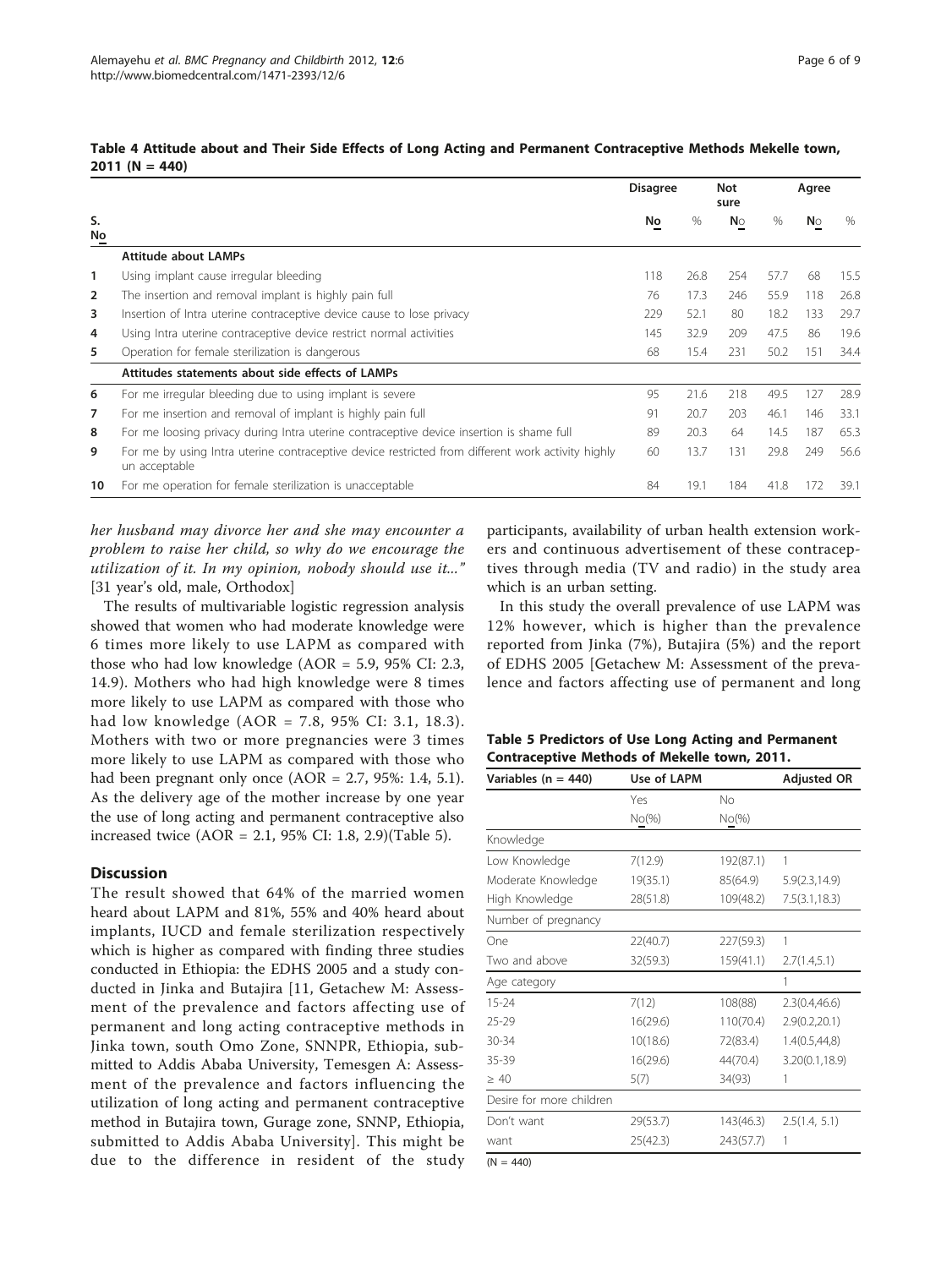**Table 4 Attitude about and Their Side Effects of Long Acting and Permanent Contraceptive Methods Mekelle town, 2011 (N = 440)**

| S. No | | Disagree | | Not sure | | Agree | |
|---|---|---|---|---|---|---|---|
| | | No | % | No | % | No | % |
| | **Attitude about LAMPs** | | | | | | |
| 1 | Using implant cause irregular bleeding | 118 | 26.8 | 254 | 57.7 | 68 | 15.5 |
| 2 | The insertion and removal implant is highly pain full | 76 | 17.3 | 246 | 55.9 | 118 | 26.8 |
| 3 | Insertion of Intra uterine contraceptive device cause to lose privacy | 229 | 52.1 | 80 | 18.2 | 133 | 29.7 |
| 4 | Using Intra uterine contraceptive device restrict normal activities | 145 | 32.9 | 209 | 47.5 | 86 | 19.6 |
| 5 | Operation for female sterilization is dangerous | 68 | 15.4 | 231 | 50.2 | 151 | 34.4 |
| | **Attitudes statements about side effects of LAMPs** | | | | | | |
| 6 | For me irregular bleeding due to using implant is severe | 95 | 21.6 | 218 | 49.5 | 127 | 28.9 |
| 7 | For me insertion and removal of implant is highly pain full | 91 | 20.7 | 203 | 46.1 | 146 | 33.1 |
| 8 | For me loosing privacy during Intra uterine contraceptive device insertion is shame full | 89 | 20.3 | 64 | 14.5 | 187 | 65.3 |
| 9 | For me by using Intra uterine contraceptive device restricted from different work activity highly un acceptable | 60 | 13.7 | 131 | 29.8 | 249 | 56.6 |
| 10 | For me operation for female sterilization is unacceptable | 84 | 19.1 | 184 | 41.8 | 172 | 39.1 |

*her husband may divorce her and she may encounter a problem to raise her child, so why do we encourage the utilization of it. In my opinion, nobody should use it..."* [31 year's old, male, Orthodox]

The results of multivariable logistic regression analysis showed that women who had moderate knowledge were 6 times more likely to use LAPM as compared with those who had low knowledge (AOR = 5.9, 95% CI: 2.3, 14.9). Mothers who had high knowledge were 8 times more likely to use LAPM as compared with those who had low knowledge (AOR = 7.8, 95% CI: 3.1, 18.3). Mothers with two or more pregnancies were 3 times more likely to use LAPM as compared with those who had been pregnant only once (AOR = 2.7, 95%: 1.4, 5.1). As the delivery age of the mother increase by one year the use of long acting and permanent contraceptive also increased twice (AOR = 2.1, 95% CI: 1.8, 2.9)(Table 5).

## Discussion

The result showed that 64% of the married women heard about LAPM and 81%, 55% and 40% heard about implants, IUCD and female sterilization respectively which is higher as compared with finding three studies conducted in Ethiopia: the EDHS 2005 and a study conducted in Jinka and Butajira [11, Getachew M: Assessment of the prevalence and factors affecting use of permanent and long acting contraceptive methods in Jinka town, south Omo Zone, SNNPR, Ethiopia, submitted to Addis Ababa University, Temesgen A: Assessment of the prevalence and factors influencing the utilization of long acting and permanent contraceptive method in Butajira town, Gurage zone, SNNP, Ethiopia, submitted to Addis Ababa University]. This might be due to the difference in resident of the study participants, availability of urban health extension workers and continuous advertisement of these contraceptives through media (TV and radio) in the study area which is an urban setting.

In this study the overall prevalence of use LAPM was 12% however, which is higher than the prevalence reported from Jinka (7%), Butajira (5%) and the report of EDHS 2005 [Getachew M: Assessment of the prevalence and factors affecting use of permanent and long

**Table 5 Predictors of Use Long Acting and Permanent Contraceptive Methods of Mekelle town, 2011.**

| Variables (n = 440) | Use of LAPM | | Adjusted OR |
|---|---|---|---|
| | Yes | No | |
| | No(%) | No(%) | |
| Knowledge | | | |
| Low Knowledge | 7(12.9) | 192(87.1) | 1 |
| Moderate Knowledge | 19(35.1) | 85(64.9) | 5.9(2.3,14.9) |
| High Knowledge | 28(51.8) | 109(48.2) | 7.5(3.1,18.3) |
| Number of pregnancy | | | |
| One | 22(40.7) | 227(59.3) | 1 |
| Two and above | 32(59.3) | 159(41.1) | 2.7(1.4,5.1) |
| Age category | | | 1 |
| 15-24 | 7(12) | 108(88) | 2.3(0.4,46.6) |
| 25-29 | 16(29.6) | 110(70.4) | 2.9(0.2,20.1) |
| 30-34 | 10(18.6) | 72(83.4) | 1.4(0.5,44,8) |
| 35-39 | 16(29.6) | 44(70.4) | 3.20(0.1,18.9) |
| ≥ 40 | 5(7) | 34(93) | 1 |
| Desire for more children | | | |
| Don't want | 29(53.7) | 143(46.3) | 2.5(1.4, 5.1) |
| want | 25(42.3) | 243(57.7) | 1 |

(N = 440)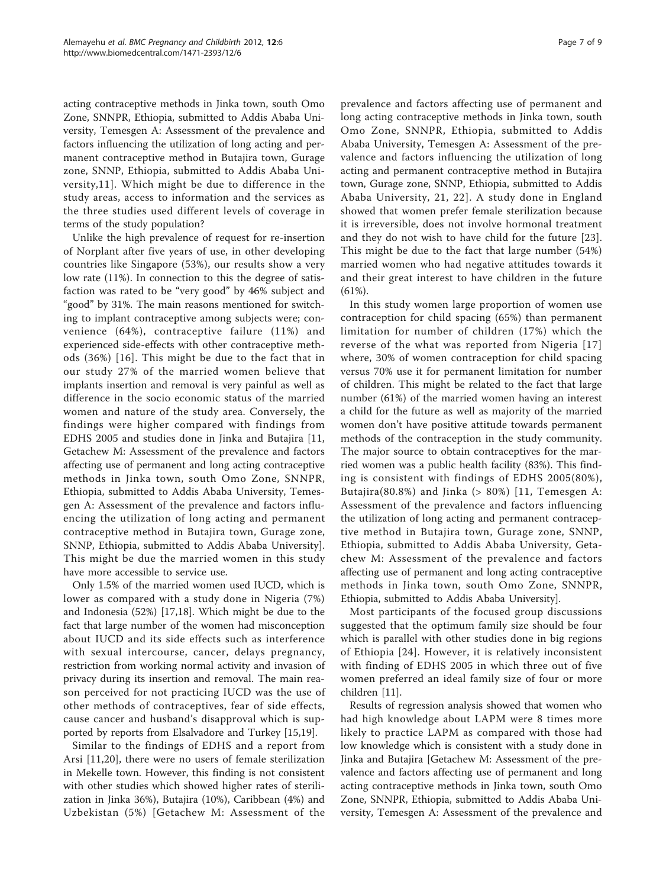acting contraceptive methods in Jinka town, south Omo Zone, SNNPR, Ethiopia, submitted to Addis Ababa University, Temesgen A: Assessment of the prevalence and factors influencing the utilization of long acting and permanent contraceptive method in Butajira town, Gurage zone, SNNP, Ethiopia, submitted to Addis Ababa University,11]. Which might be due to difference in the study areas, access to information and the services as the three studies used different levels of coverage in terms of the study population?

Unlike the high prevalence of request for re-insertion of Norplant after five years of use, in other developing countries like Singapore (53%), our results show a very low rate (11%). In connection to this the degree of satisfaction was rated to be "very good" by 46% subject and "good" by 31%. The main reasons mentioned for switching to implant contraceptive among subjects were; convenience (64%), contraceptive failure (11%) and experienced side-effects with other contraceptive methods (36%) [16]. This might be due to the fact that in our study 27% of the married women believe that implants insertion and removal is very painful as well as difference in the socio economic status of the married women and nature of the study area. Conversely, the findings were higher compared with findings from EDHS 2005 and studies done in Jinka and Butajira [11, Getachew M: Assessment of the prevalence and factors affecting use of permanent and long acting contraceptive methods in Jinka town, south Omo Zone, SNNPR, Ethiopia, submitted to Addis Ababa University, Temesgen A: Assessment of the prevalence and factors influencing the utilization of long acting and permanent contraceptive method in Butajira town, Gurage zone, SNNP, Ethiopia, submitted to Addis Ababa University]. This might be due the married women in this study have more accessible to service use.

Only 1.5% of the married women used IUCD, which is lower as compared with a study done in Nigeria (7%) and Indonesia (52%) [17,18]. Which might be due to the fact that large number of the women had misconception about IUCD and its side effects such as interference with sexual intercourse, cancer, delays pregnancy, restriction from working normal activity and invasion of privacy during its insertion and removal. The main reason perceived for not practicing IUCD was the use of other methods of contraceptives, fear of side effects, cause cancer and husband's disapproval which is supported by reports from Elsalvadore and Turkey [15,19].

Similar to the findings of EDHS and a report from Arsi [11,20], there were no users of female sterilization in Mekelle town. However, this finding is not consistent with other studies which showed higher rates of sterilization in Jinka 36%), Butajira (10%), Caribbean (4%) and Uzbekistan (5%) [Getachew M: Assessment of the prevalence and factors affecting use of permanent and long acting contraceptive methods in Jinka town, south Omo Zone, SNNPR, Ethiopia, submitted to Addis Ababa University, Temesgen A: Assessment of the prevalence and factors influencing the utilization of long acting and permanent contraceptive method in Butajira town, Gurage zone, SNNP, Ethiopia, submitted to Addis Ababa University, 21, 22]. A study done in England showed that women prefer female sterilization because it is irreversible, does not involve hormonal treatment and they do not wish to have child for the future [23]. This might be due to the fact that large number (54%) married women who had negative attitudes towards it and their great interest to have children in the future (61%).

In this study women large proportion of women use contraception for child spacing (65%) than permanent limitation for number of children (17%) which the reverse of the what was reported from Nigeria [17] where, 30% of women contraception for child spacing versus 70% use it for permanent limitation for number of children. This might be related to the fact that large number (61%) of the married women having an interest a child for the future as well as majority of the married women don't have positive attitude towards permanent methods of the contraception in the study community. The major source to obtain contraceptives for the married women was a public health facility (83%). This finding is consistent with findings of EDHS 2005(80%), Butajira(80.8%) and Jinka (> 80%) [11, Temesgen A: Assessment of the prevalence and factors influencing the utilization of long acting and permanent contraceptive method in Butajira town, Gurage zone, SNNP, Ethiopia, submitted to Addis Ababa University, Getachew M: Assessment of the prevalence and factors affecting use of permanent and long acting contraceptive methods in Jinka town, south Omo Zone, SNNPR, Ethiopia, submitted to Addis Ababa University].

Most participants of the focused group discussions suggested that the optimum family size should be four which is parallel with other studies done in big regions of Ethiopia [24]. However, it is relatively inconsistent with finding of EDHS 2005 in which three out of five women preferred an ideal family size of four or more children [11].

Results of regression analysis showed that women who had high knowledge about LAPM were 8 times more likely to practice LAPM as compared with those had low knowledge which is consistent with a study done in Jinka and Butajira [Getachew M: Assessment of the prevalence and factors affecting use of permanent and long acting contraceptive methods in Jinka town, south Omo Zone, SNNPR, Ethiopia, submitted to Addis Ababa University, Temesgen A: Assessment of the prevalence and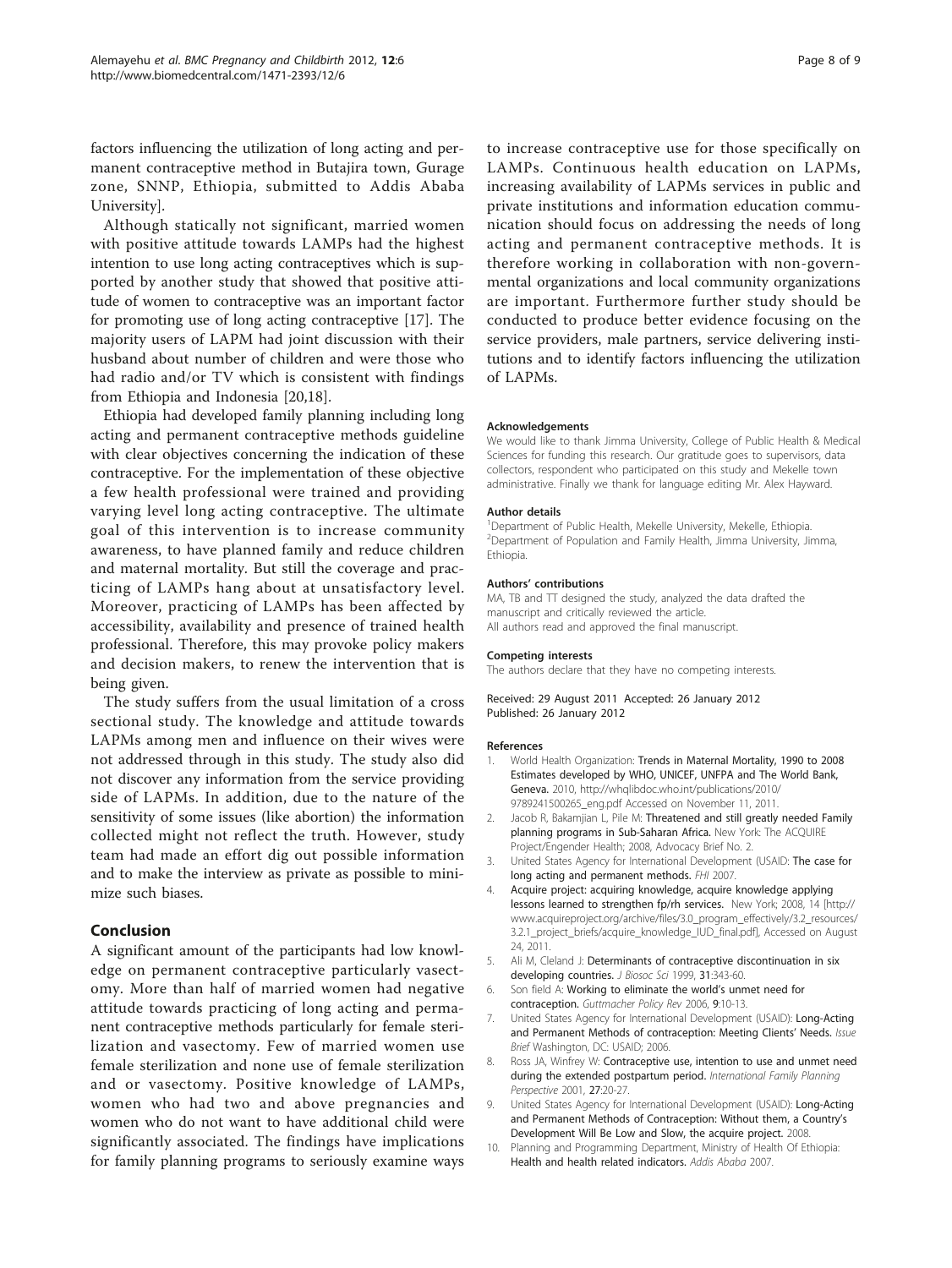factors influencing the utilization of long acting and permanent contraceptive method in Butajira town, Gurage zone, SNNP, Ethiopia, submitted to Addis Ababa University].

Although statically not significant, married women with positive attitude towards LAMPs had the highest intention to use long acting contraceptives which is supported by another study that showed that positive attitude of women to contraceptive was an important factor for promoting use of long acting contraceptive [17]. The majority users of LAPM had joint discussion with their husband about number of children and were those who had radio and/or TV which is consistent with findings from Ethiopia and Indonesia [20,18].

Ethiopia had developed family planning including long acting and permanent contraceptive methods guideline with clear objectives concerning the indication of these contraceptive. For the implementation of these objective a few health professional were trained and providing varying level long acting contraceptive. The ultimate goal of this intervention is to increase community awareness, to have planned family and reduce children and maternal mortality. But still the coverage and practicing of LAMPs hang about at unsatisfactory level. Moreover, practicing of LAMPs has been affected by accessibility, availability and presence of trained health professional. Therefore, this may provoke policy makers and decision makers, to renew the intervention that is being given.

The study suffers from the usual limitation of a cross sectional study. The knowledge and attitude towards LAPMs among men and influence on their wives were not addressed through in this study. The study also did not discover any information from the service providing side of LAPMs. In addition, due to the nature of the sensitivity of some issues (like abortion) the information collected might not reflect the truth. However, study team had made an effort dig out possible information and to make the interview as private as possible to minimize such biases.

## Conclusion

A significant amount of the participants had low knowledge on permanent contraceptive particularly vasectomy. More than half of married women had negative attitude towards practicing of long acting and permanent contraceptive methods particularly for female sterilization and vasectomy. Few of married women use female sterilization and none use of female sterilization and or vasectomy. Positive knowledge of LAMPs, women who had two and above pregnancies and women who do not want to have additional child were significantly associated. The findings have implications for family planning programs to seriously examine ways to increase contraceptive use for those specifically on LAMPs. Continuous health education on LAPMs, increasing availability of LAPMs services in public and private institutions and information education communication should focus on addressing the needs of long acting and permanent contraceptive methods. It is therefore working in collaboration with non-governmental organizations and local community organizations are important. Furthermore further study should be conducted to produce better evidence focusing on the service providers, male partners, service delivering institutions and to identify factors influencing the utilization of LAPMs.

#### Acknowledgements

We would like to thank Jimma University, College of Public Health & Medical Sciences for funding this research. Our gratitude goes to supervisors, data collectors, respondent who participated on this study and Mekelle town administrative. Finally we thank for language editing Mr. Alex Hayward.

#### Author details

[1]Department of Public Health, Mekelle University, Mekelle, Ethiopia. [2]Department of Population and Family Health, Jimma University, Jimma, Ethiopia.

#### Authors' contributions

MA, TB and TT designed the study, analyzed the data drafted the manuscript and critically reviewed the article.
All authors read and approved the final manuscript.

#### Competing interests

The authors declare that they have no competing interests.

Received: 29 August 2011 Accepted: 26 January 2012
Published: 26 January 2012

#### References

1. World Health Organization: **Trends in Maternal Mortality, 1990 to 2008 Estimates developed by WHO, UNICEF, UNFPA and The World Bank, Geneva.** 2010, http://whqlibdoc.who.int/publications/2010/9789241500265_eng.pdf Accessed on November 11, 2011.
2. Jacob R, Bakamjian L, Pile M: **Threatened and still greatly needed Family planning programs in Sub-Saharan Africa.** New York: The ACQUIRE Project/Engender Health; 2008, Advocacy Brief No. 2.
3. United States Agency for International Development (USAID: **The case for long acting and permanent methods.** *FHI* 2007.
4. **Acquire project: acquiring knowledge, acquire knowledge applying lessons learned to strengthen fp/rh services.** New York; 2008, 14 [http://www.acquireproject.org/archive/files/3.0_program_effectively/3.2_resources/3.2.1_project_briefs/acquire_knowledge_IUD_final.pdf], Accessed on August 24, 2011.
5. Ali M, Cleland J: **Determinants of contraceptive discontinuation in six developing countries.** *J Biosoc Sci* 1999, **31**:343-60.
6. Son field A: **Working to eliminate the world's unmet need for contraception.** *Guttmacher Policy Rev* 2006, **9**:10-13.
7. United States Agency for International Development (USAID): **Long-Acting and Permanent Methods of contraception: Meeting Clients' Needs.** *Issue Brief* Washington, DC: USAID; 2006.
8. Ross JA, Winfrey W: **Contraceptive use, intention to use and unmet need during the extended postpartum period.** *International Family Planning Perspective* 2001, **27**:20-27.
9. United States Agency for International Development (USAID): **Long-Acting and Permanent Methods of Contraception: Without them, a Country's Development Will Be Low and Slow, the acquire project.** 2008.
10. Planning and Programming Department, Ministry of Health Of Ethiopia: **Health and health related indicators.** *Addis Ababa* 2007.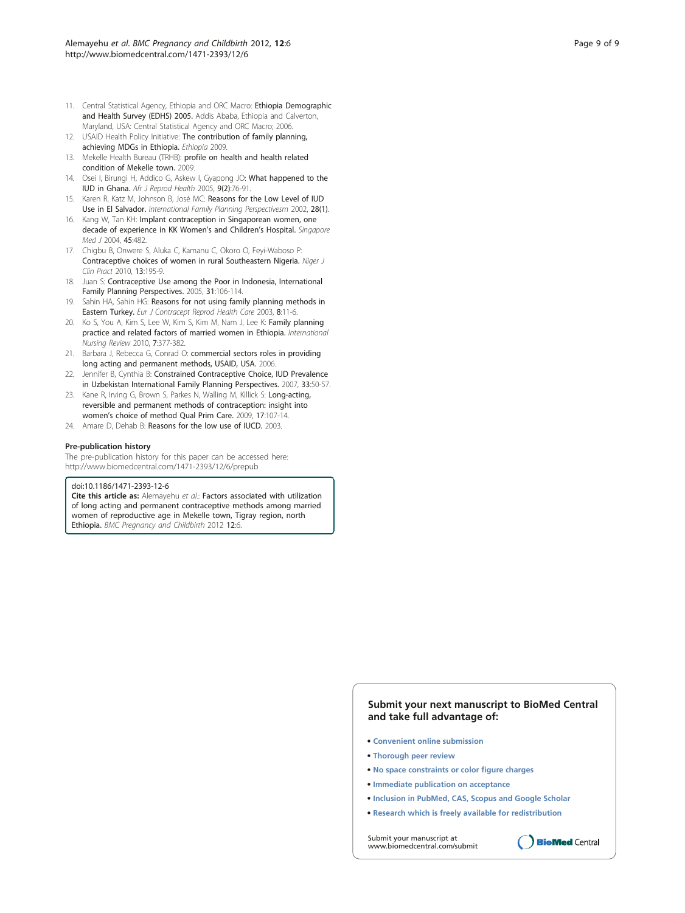11. Central Statistical Agency, Ethiopia and ORC Macro: **Ethiopia Demographic and Health Survey (EDHS) 2005.** Addis Ababa, Ethiopia and Calverton, Maryland, USA: Central Statistical Agency and ORC Macro; 2006.
12. USAID Health Policy Initiative: **The contribution of family planning, achieving MDGs in Ethiopia.** *Ethiopia* 2009.
13. Mekelle Health Bureau (TRHB): **profile on health and health related condition of Mekelle town.** 2009.
14. Osei I, Birungi H, Addico G, Askew I, Gyapong JO: **What happened to the IUD in Ghana.** *Afr J Reprod Health* 2005, **9(2)**:76-91.
15. Karen R, Katz M, Johnson B, José MC: **Reasons for the Low Level of IUD Use in El Salvador.** *International Family Planning Perspectivesm* 2002, **28(1)**.
16. Kang W, Tan KH: **Implant contraception in Singaporean women, one decade of experience in KK Women's and Children's Hospital.** *Singapore Med J* 2004, **45**:482.
17. Chigbu B, Onwere S, Aluka C, Kamanu C, Okoro O, Feyi-Waboso P: **Contraceptive choices of women in rural Southeastern Nigeria.** *Niger J Clin Pract* 2010, **13**:195-9.
18. Juan S: **Contraceptive Use among the Poor in Indonesia, International Family Planning Perspectives.** 2005, **31**:106-114.
19. Sahin HA, Sahin HG: **Reasons for not using family planning methods in Eastern Turkey.** *Eur J Contracept Reprod Health Care* 2003, **8**:11-6.
20. Ko S, You A, Kim S, Lee W, Kim S, Kim M, Nam J, Lee K: **Family planning practice and related factors of married women in Ethiopia.** *International Nursing Review* 2010, **7**:377-382.
21. Barbara J, Rebecca G, Conrad O: **commercial sectors roles in providing long acting and permanent methods, USAID, USA.** 2006.
22. Jennifer B, Cynthia B: **Constrained Contraceptive Choice, IUD Prevalence in Uzbekistan International Family Planning Perspectives.** 2007, **33**:50-57.
23. Kane R, Irving G, Brown S, Parkes N, Walling M, Killick S: **Long-acting, reversible and permanent methods of contraception: insight into women's choice of method Qual Prim Care.** 2009, **17**:107-14.
24. Amare D, Dehab B: **Reasons for the low use of IUCD.** 2003.

### Pre-publication history

The pre-publication history for this paper can be accessed here: http://www.biomedcentral.com/1471-2393/12/6/prepub

doi:10.1186/1471-2393-12-6

**Cite this article as:** Alemayehu *et al.*: Factors associated with utilization of long acting and permanent contraceptive methods among married women of reproductive age in Mekelle town, Tigray region, north Ethiopia. *BMC Pregnancy and Childbirth* 2012 **12**:6.

**Submit your next manuscript to BioMed Central and take full advantage of:**

- Convenient online submission
- Thorough peer review
- No space constraints or color figure charges
- Immediate publication on acceptance
- Inclusion in PubMed, CAS, Scopus and Google Scholar
- Research which is freely available for redistribution

Submit your manuscript at www.biomedcentral.com/submit

BioMed Central